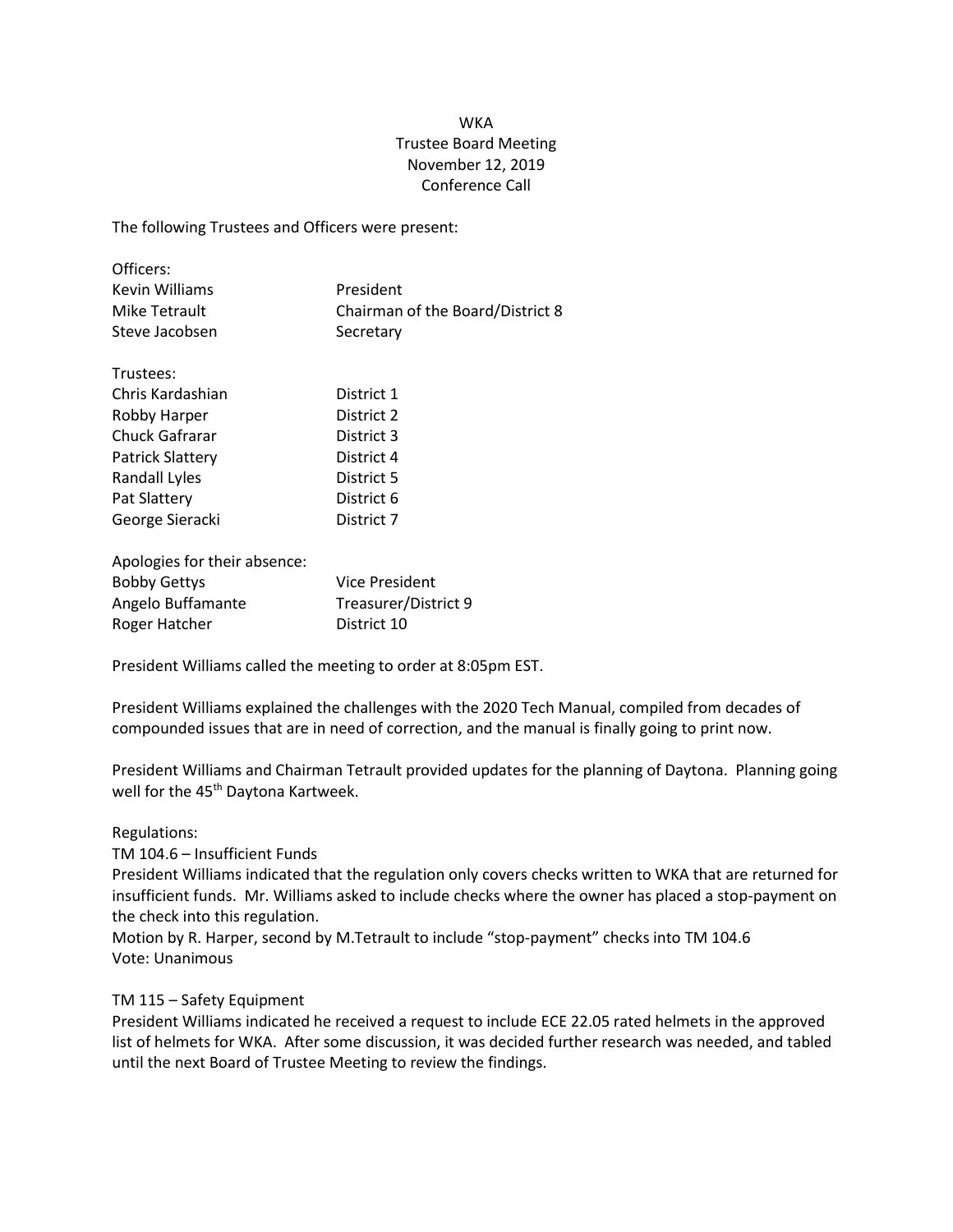# WKA
## Trustee Board Meeting
## November 12, 2019
## Conference Call

The following Trustees and Officers were present:

Officers:

| | |
|---|---|
| Kevin Williams | President |
| Mike Tetrault | Chairman of the Board/District 8 |
| Steve Jacobsen | Secretary |

Trustees:

| | |
|---|---|
| Chris Kardashian | District 1 |
| Robby Harper | District 2 |
| Chuck Gafrarar | District 3 |
| Patrick Slattery | District 4 |
| Randall Lyles | District 5 |
| Pat Slattery | District 6 |
| George Sieracki | District 7 |

Apologies for their absence:

| | |
|---|---|
| Bobby Gettys | Vice President |
| Angelo Buffamante | Treasurer/District 9 |
| Roger Hatcher | District 10 |

President Williams called the meeting to order at 8:05pm EST.

President Williams explained the challenges with the 2020 Tech Manual, compiled from decades of compounded issues that are in need of correction, and the manual is finally going to print now.

President Williams and Chairman Tetrault provided updates for the planning of Daytona. Planning going well for the 45th Daytona Kartweek.

Regulations:

TM 104.6 – Insufficient Funds

President Williams indicated that the regulation only covers checks written to WKA that are returned for insufficient funds. Mr. Williams asked to include checks where the owner has placed a stop-payment on the check into this regulation.

Motion by R. Harper, second by M.Tetrault to include "stop-payment" checks into TM 104.6

Vote: Unanimous

TM 115 – Safety Equipment

President Williams indicated he received a request to include ECE 22.05 rated helmets in the approved list of helmets for WKA. After some discussion, it was decided further research was needed, and tabled until the next Board of Trustee Meeting to review the findings.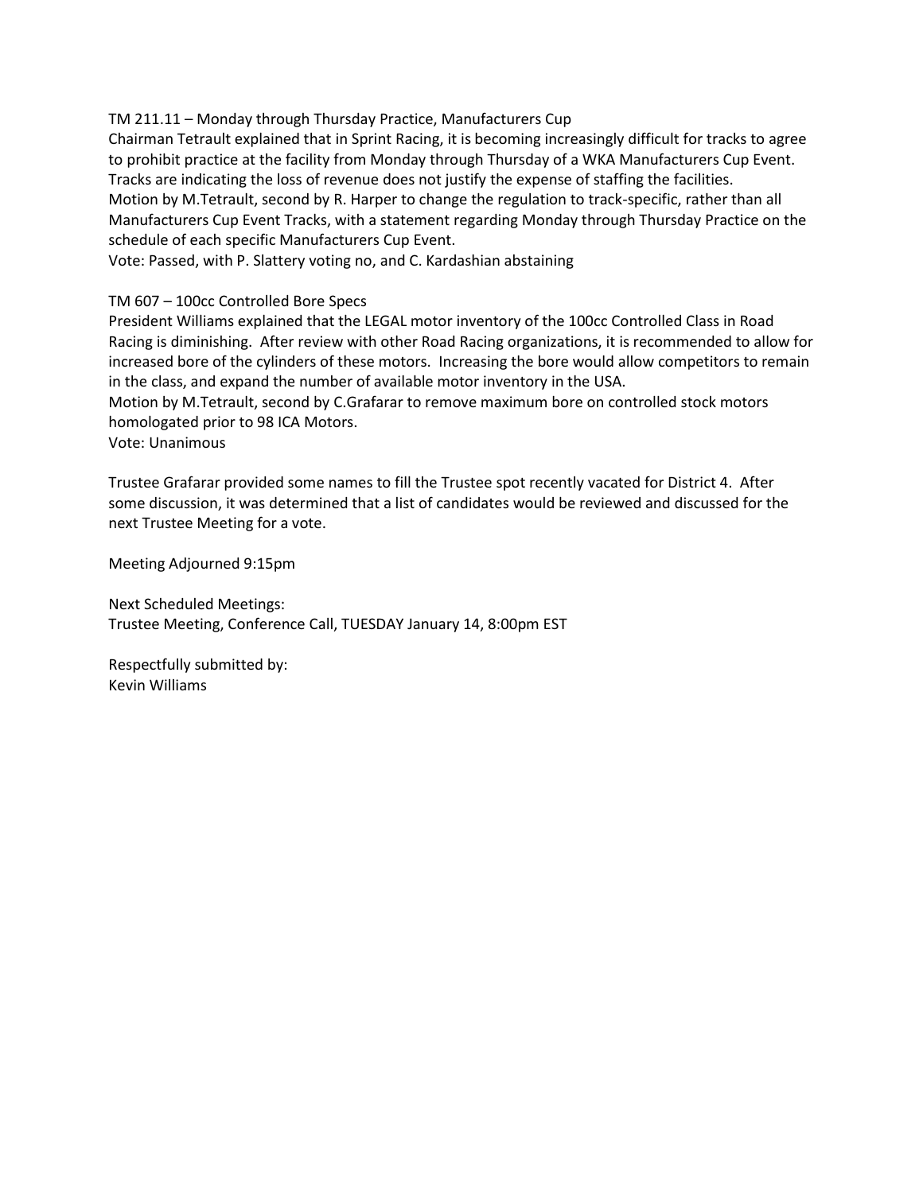TM 211.11 – Monday through Thursday Practice, Manufacturers Cup

Chairman Tetrault explained that in Sprint Racing, it is becoming increasingly difficult for tracks to agree to prohibit practice at the facility from Monday through Thursday of a WKA Manufacturers Cup Event. Tracks are indicating the loss of revenue does not justify the expense of staffing the facilities.

Motion by M.Tetrault, second by R. Harper to change the regulation to track-specific, rather than all Manufacturers Cup Event Tracks, with a statement regarding Monday through Thursday Practice on the schedule of each specific Manufacturers Cup Event.

Vote: Passed, with P. Slattery voting no, and C. Kardashian abstaining

TM 607 – 100cc Controlled Bore Specs

President Williams explained that the LEGAL motor inventory of the 100cc Controlled Class in Road Racing is diminishing. After review with other Road Racing organizations, it is recommended to allow for increased bore of the cylinders of these motors. Increasing the bore would allow competitors to remain in the class, and expand the number of available motor inventory in the USA.

Motion by M.Tetrault, second by C.Grafarar to remove maximum bore on controlled stock motors homologated prior to 98 ICA Motors.

Vote: Unanimous

Trustee Grafarar provided some names to fill the Trustee spot recently vacated for District 4. After some discussion, it was determined that a list of candidates would be reviewed and discussed for the next Trustee Meeting for a vote.

Meeting Adjourned 9:15pm

Next Scheduled Meetings:

Trustee Meeting, Conference Call, TUESDAY January 14, 8:00pm EST

Respectfully submitted by:

Kevin Williams